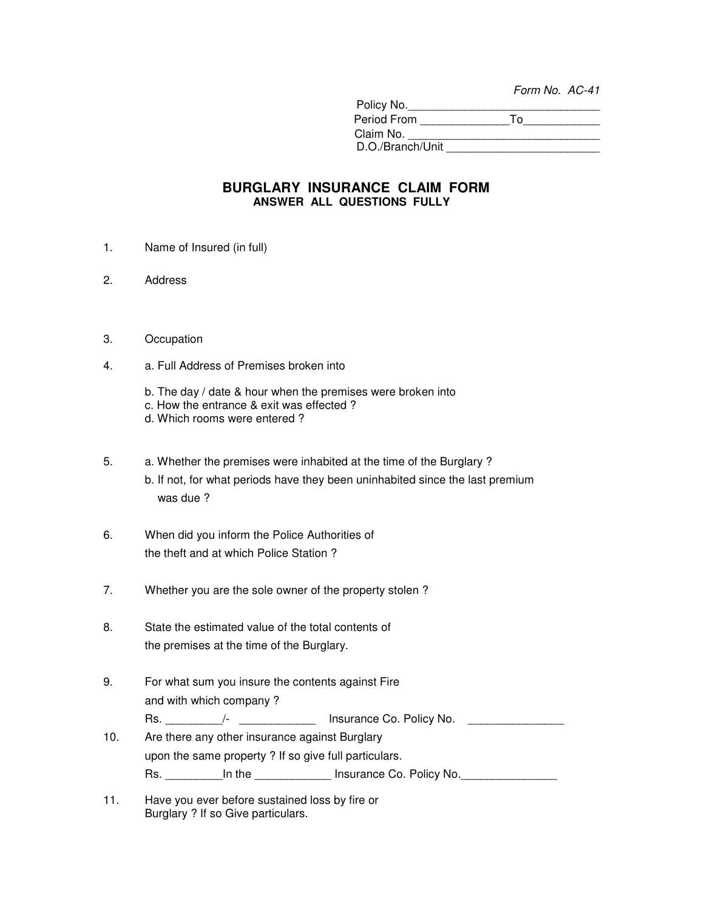*Form No. AC-41*

Policy No.______________________________
Period From ______________To____________
Claim No. ______________________________
D.O./Branch/Unit ________________________

# BURGLARY INSURANCE CLAIM FORM

**ANSWER ALL QUESTIONS FULLY**

1. Name of Insured (in full)

2. Address

3. Occupation

4. a. Full Address of Premises broken into

   b. The day / date & hour when the premises were broken into
   c. How the entrance & exit was effected ?
   d. Which rooms were entered ?

5. a. Whether the premises were inhabited at the time of the Burglary ?
   b. If not, for what periods have they been uninhabited since the last premium was due ?

6. When did you inform the Police Authorities of the theft and at which Police Station ?

7. Whether you are the sole owner of the property stolen ?

8. State the estimated value of the total contents of the premises at the time of the Burglary.

9. For what sum you insure the contents against Fire and with which company ?
   Rs. _________/- ____________ Insurance Co. Policy No. _______________

10. Are there any other insurance against Burglary upon the same property ? If so give full particulars.
    Rs. _________In the ____________ Insurance Co. Policy No._______________

11. Have you ever before sustained loss by fire or Burglary ? If so Give particulars.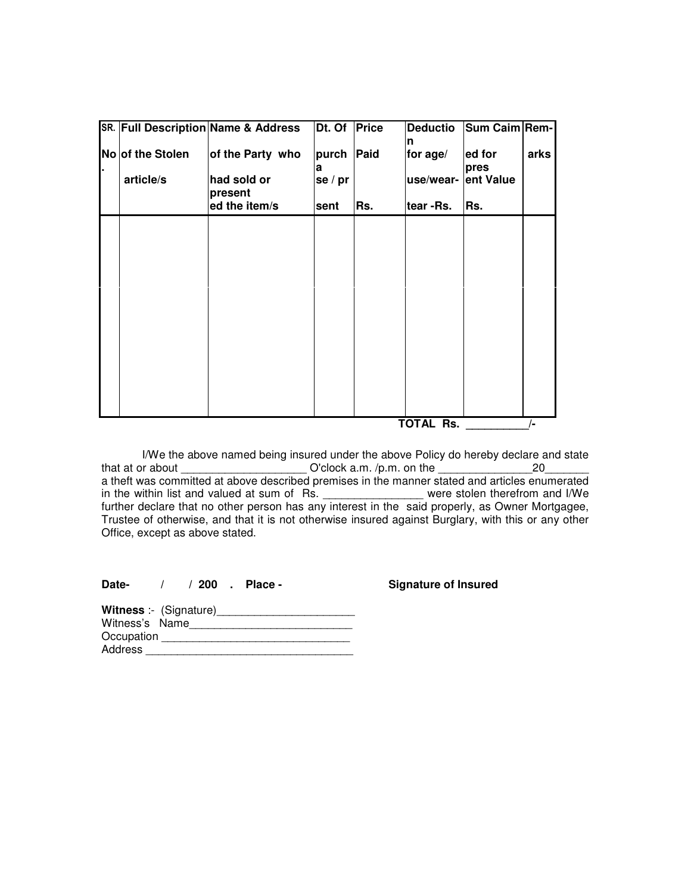| SR. No. | Full Description of the Stolen article/s | Name & Address of the Party who had sold or presented the item/s | Dt. Of purchase / present | Price Paid Rs. | Deduction for age/ use/wear-tear -Rs. | Sum Caimed for present Value Rs. | Rem-arks |
|---|---|---|---|---|---|---|---|
| | | | | | | | |

**TOTAL Rs. __________/-**

I/We the above named being insured under the above Policy do hereby declare and state that at or about ____________________ O'clock a.m. /p.m. on the _______________20_______ a theft was committed at above described premises in the manner stated and articles enumerated in the within list and valued at sum of Rs. ________________ were stolen therefrom and I/We further declare that no other person has any interest in the said properly, as Owner Mortgagee, Trustee of otherwise, and that it is not otherwise insured against Burglary, with this or any other Office, except as above stated.

**Date- / / 200 . Place -** **Signature of Insured**

**Witness** :- (Signature)______________________

Witness's Name__________________________

Occupation ______________________________

Address _________________________________